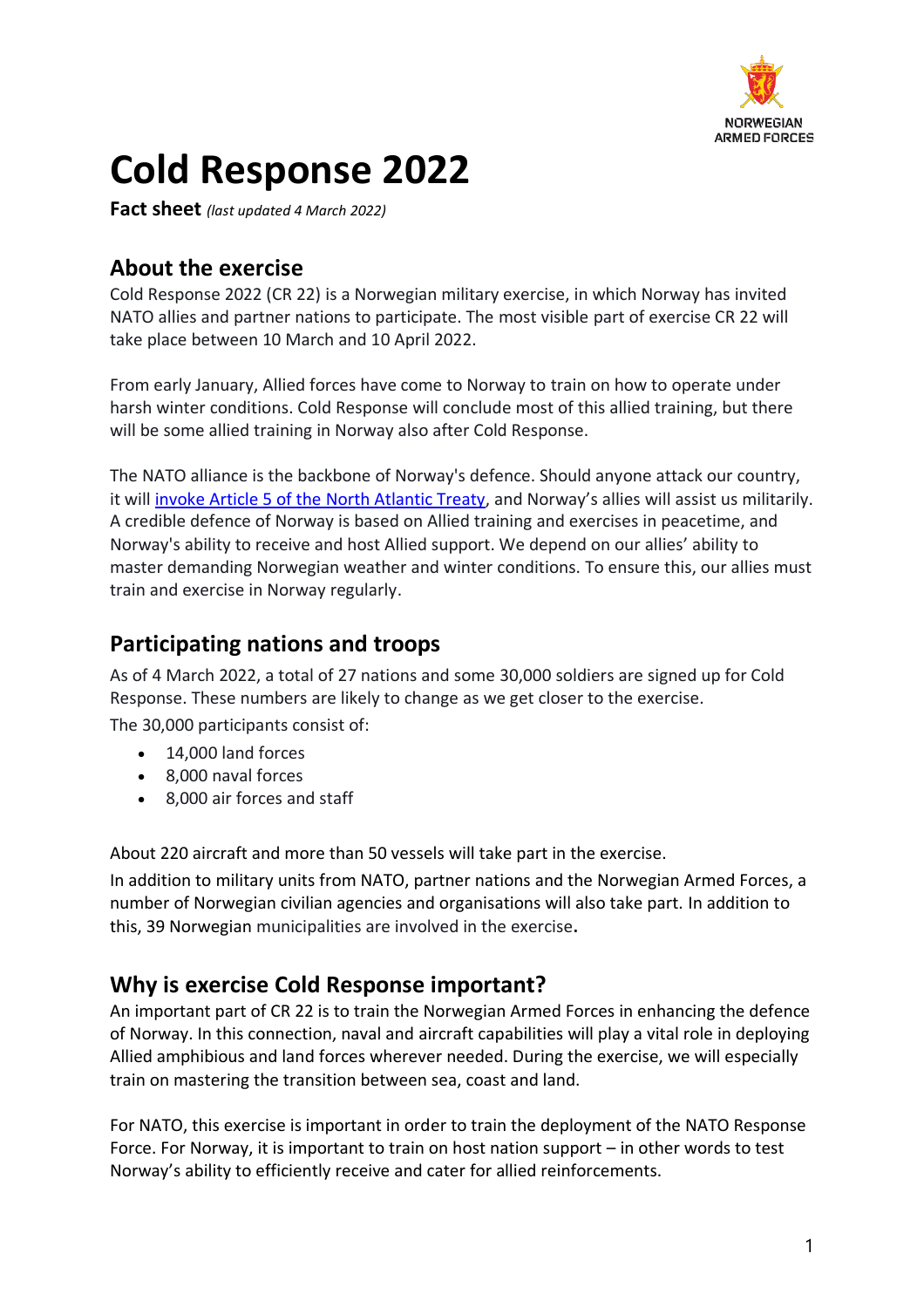# Cold Response 2022

**Fact sheet** *(last updated 4 March 2022)*

## About the exercise

Cold Response 2022 (CR 22) is a Norwegian military exercise, in which Norway has invited NATO allies and partner nations to participate. The most visible part of exercise CR 22 will take place between 10 March and 10 April 2022.

From early January, Allied forces have come to Norway to train on how to operate under harsh winter conditions. Cold Response will conclude most of this allied training, but there will be some allied training in Norway also after Cold Response.

The NATO alliance is the backbone of Norway's defence. Should anyone attack our country, it will [invoke Article 5 of the North Atlantic Treaty](), and Norway's allies will assist us militarily. A credible defence of Norway is based on Allied training and exercises in peacetime, and Norway's ability to receive and host Allied support. We depend on our allies' ability to master demanding Norwegian weather and winter conditions. To ensure this, our allies must train and exercise in Norway regularly.

## Participating nations and troops

As of 4 March 2022, a total of 27 nations and some 30,000 soldiers are signed up for Cold Response. These numbers are likely to change as we get closer to the exercise.

The 30,000 participants consist of:

- 14,000 land forces
- 8,000 naval forces
- 8,000 air forces and staff

About 220 aircraft and more than 50 vessels will take part in the exercise.

In addition to military units from NATO, partner nations and the Norwegian Armed Forces, a number of Norwegian civilian agencies and organisations will also take part. In addition to this, 39 Norwegian municipalities are involved in the exercise.

## Why is exercise Cold Response important?

An important part of CR 22 is to train the Norwegian Armed Forces in enhancing the defence of Norway. In this connection, naval and aircraft capabilities will play a vital role in deploying Allied amphibious and land forces wherever needed. During the exercise, we will especially train on mastering the transition between sea, coast and land.

For NATO, this exercise is important in order to train the deployment of the NATO Response Force. For Norway, it is important to train on host nation support – in other words to test Norway's ability to efficiently receive and cater for allied reinforcements.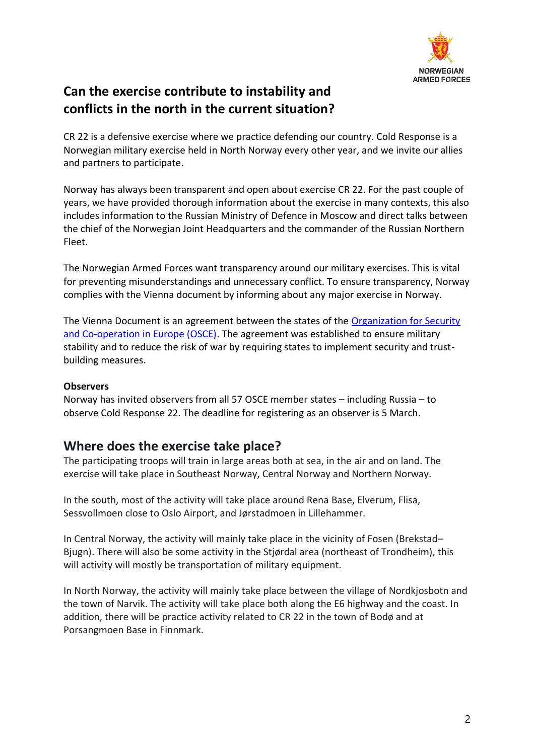## Can the exercise contribute to instability and conflicts in the north in the current situation?

CR 22 is a defensive exercise where we practice defending our country. Cold Response is a Norwegian military exercise held in North Norway every other year, and we invite our allies and partners to participate.

Norway has always been transparent and open about exercise CR 22. For the past couple of years, we have provided thorough information about the exercise in many contexts, this also includes information to the Russian Ministry of Defence in Moscow and direct talks between the chief of the Norwegian Joint Headquarters and the commander of the Russian Northern Fleet.

The Norwegian Armed Forces want transparency around our military exercises. This is vital for preventing misunderstandings and unnecessary conflict. To ensure transparency, Norway complies with the Vienna document by informing about any major exercise in Norway.

The Vienna Document is an agreement between the states of the Organization for Security and Co-operation in Europe (OSCE). The agreement was established to ensure military stability and to reduce the risk of war by requiring states to implement security and trust-building measures.

**Observers**

Norway has invited observers from all 57 OSCE member states – including Russia – to observe Cold Response 22. The deadline for registering as an observer is 5 March.

## Where does the exercise take place?

The participating troops will train in large areas both at sea, in the air and on land. The exercise will take place in Southeast Norway, Central Norway and Northern Norway.

In the south, most of the activity will take place around Rena Base, Elverum, Flisa, Sessvollmoen close to Oslo Airport, and Jørstadmoen in Lillehammer.

In Central Norway, the activity will mainly take place in the vicinity of Fosen (Brekstad–Bjugn). There will also be some activity in the Stjørdal area (northeast of Trondheim), this will activity will mostly be transportation of military equipment.

In North Norway, the activity will mainly take place between the village of Nordkjosbotn and the town of Narvik. The activity will take place both along the E6 highway and the coast. In addition, there will be practice activity related to CR 22 in the town of Bodø and at Porsangmoen Base in Finnmark.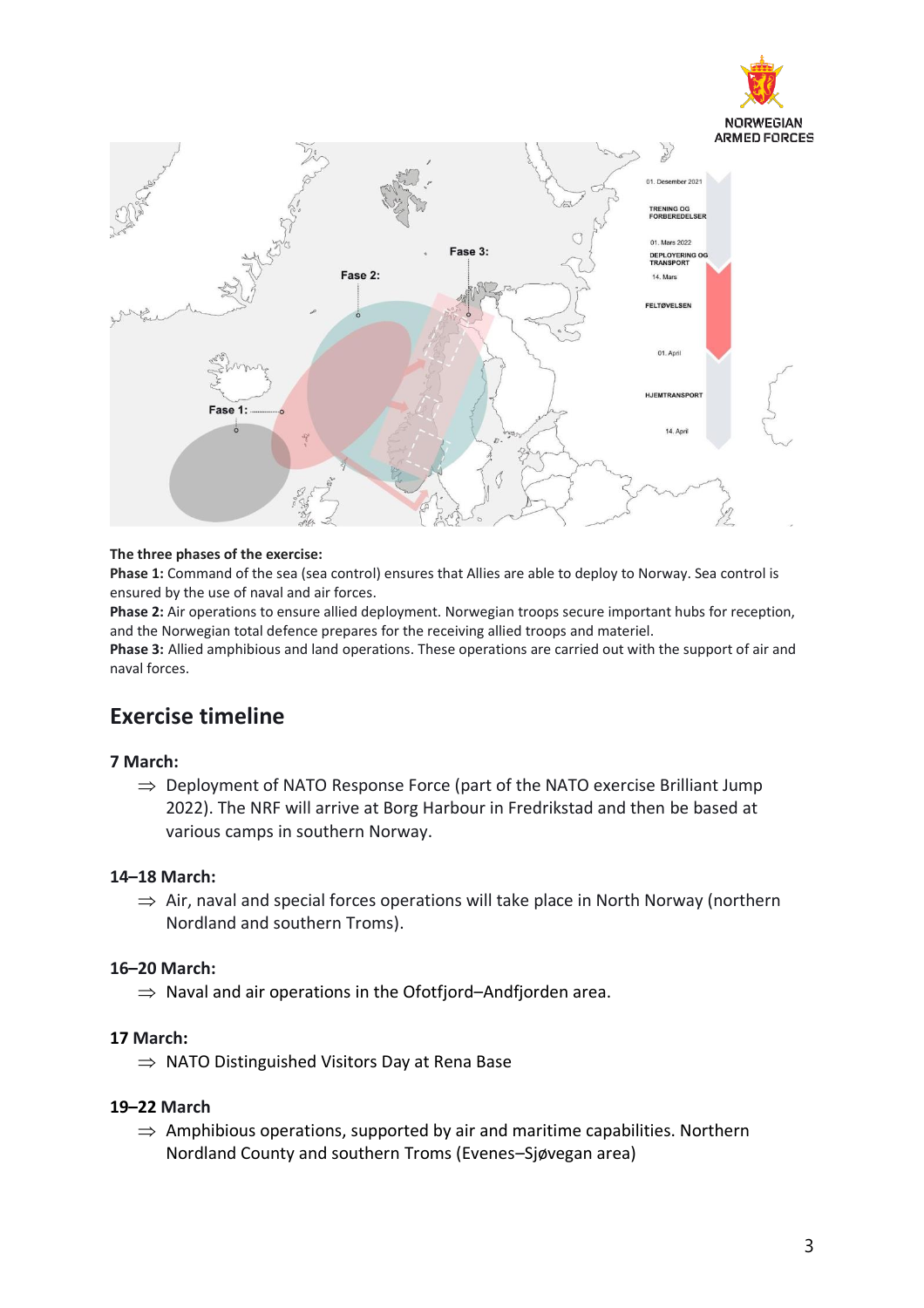**The three phases of the exercise:**

**Phase 1:** Command of the sea (sea control) ensures that Allies are able to deploy to Norway. Sea control is ensured by the use of naval and air forces.

**Phase 2:** Air operations to ensure allied deployment. Norwegian troops secure important hubs for reception, and the Norwegian total defence prepares for the receiving allied troops and materiel.

**Phase 3:** Allied amphibious and land operations. These operations are carried out with the support of air and naval forces.

## Exercise timeline

**7 March:**

⇒ Deployment of NATO Response Force (part of the NATO exercise Brilliant Jump 2022). The NRF will arrive at Borg Harbour in Fredrikstad and then be based at various camps in southern Norway.

**14–18 March:**

⇒ Air, naval and special forces operations will take place in North Norway (northern Nordland and southern Troms).

**16–20 March:**

⇒ Naval and air operations in the Ofotfjord–Andfjorden area.

**17 March:**

⇒ NATO Distinguished Visitors Day at Rena Base

**19–22 March**

⇒ Amphibious operations, supported by air and maritime capabilities. Northern Nordland County and southern Troms (Evenes–Sjøvegan area)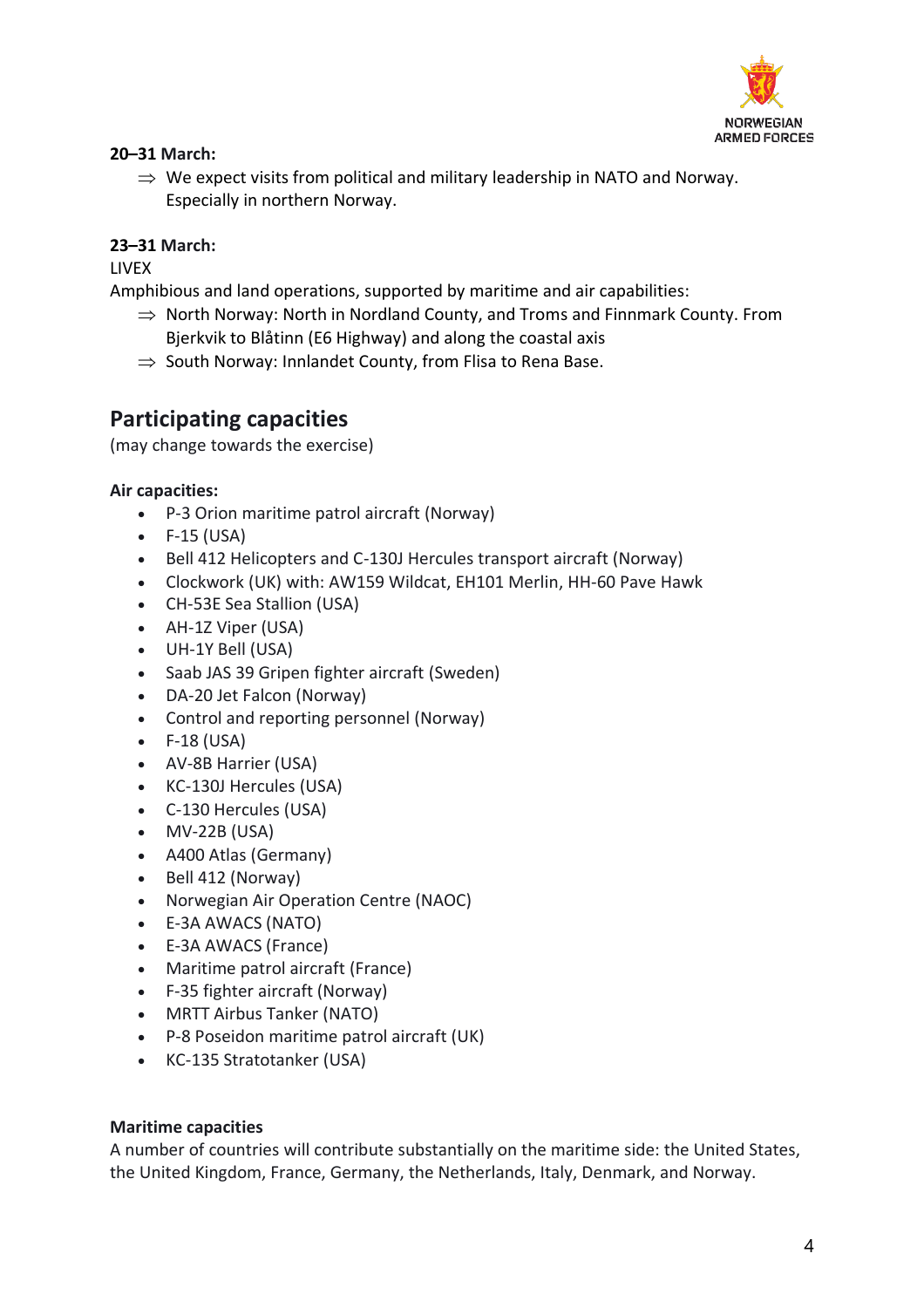**20–31 March:**

⇒ We expect visits from political and military leadership in NATO and Norway. Especially in northern Norway.

**23–31 March:**

LIVEX

Amphibious and land operations, supported by maritime and air capabilities:

⇒ North Norway: North in Nordland County, and Troms and Finnmark County. From Bjerkvik to Blåtinn (E6 Highway) and along the coastal axis

⇒ South Norway: Innlandet County, from Flisa to Rena Base.

## Participating capacities

(may change towards the exercise)

**Air capacities:**

- P-3 Orion maritime patrol aircraft (Norway)
- F-15 (USA)
- Bell 412 Helicopters and C-130J Hercules transport aircraft (Norway)
- Clockwork (UK) with: AW159 Wildcat, EH101 Merlin, HH-60 Pave Hawk
- CH-53E Sea Stallion (USA)
- AH-1Z Viper (USA)
- UH-1Y Bell (USA)
- Saab JAS 39 Gripen fighter aircraft (Sweden)
- DA-20 Jet Falcon (Norway)
- Control and reporting personnel (Norway)
- F-18 (USA)
- AV-8B Harrier (USA)
- KC-130J Hercules (USA)
- C-130 Hercules (USA)
- MV-22B (USA)
- A400 Atlas (Germany)
- Bell 412 (Norway)
- Norwegian Air Operation Centre (NAOC)
- E-3A AWACS (NATO)
- E-3A AWACS (France)
- Maritime patrol aircraft (France)
- F-35 fighter aircraft (Norway)
- MRTT Airbus Tanker (NATO)
- P-8 Poseidon maritime patrol aircraft (UK)
- KC-135 Stratotanker (USA)

**Maritime capacities**

A number of countries will contribute substantially on the maritime side: the United States, the United Kingdom, France, Germany, the Netherlands, Italy, Denmark, and Norway.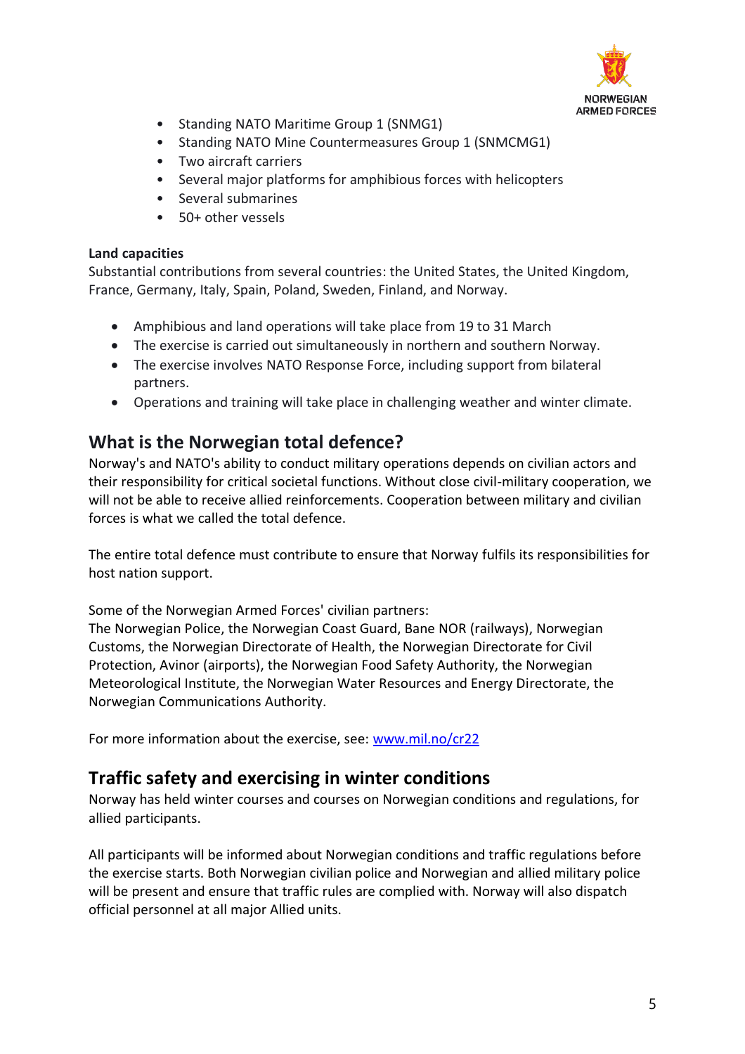- Standing NATO Maritime Group 1 (SNMG1)
- Standing NATO Mine Countermeasures Group 1 (SNMCMG1)
- Two aircraft carriers
- Several major platforms for amphibious forces with helicopters
- Several submarines
- 50+ other vessels

**Land capacities**
Substantial contributions from several countries: the United States, the United Kingdom, France, Germany, Italy, Spain, Poland, Sweden, Finland, and Norway.

- Amphibious and land operations will take place from 19 to 31 March
- The exercise is carried out simultaneously in northern and southern Norway.
- The exercise involves NATO Response Force, including support from bilateral partners.
- Operations and training will take place in challenging weather and winter climate.

## What is the Norwegian total defence?

Norway's and NATO's ability to conduct military operations depends on civilian actors and their responsibility for critical societal functions. Without close civil-military cooperation, we will not be able to receive allied reinforcements. Cooperation between military and civilian forces is what we called the total defence.

The entire total defence must contribute to ensure that Norway fulfils its responsibilities for host nation support.

Some of the Norwegian Armed Forces' civilian partners:
The Norwegian Police, the Norwegian Coast Guard, Bane NOR (railways), Norwegian Customs, the Norwegian Directorate of Health, the Norwegian Directorate for Civil Protection, Avinor (airports), the Norwegian Food Safety Authority, the Norwegian Meteorological Institute, the Norwegian Water Resources and Energy Directorate, the Norwegian Communications Authority.

For more information about the exercise, see: [www.mil.no/cr22](www.mil.no/cr22)

## Traffic safety and exercising in winter conditions

Norway has held winter courses and courses on Norwegian conditions and regulations, for allied participants.

All participants will be informed about Norwegian conditions and traffic regulations before the exercise starts. Both Norwegian civilian police and Norwegian and allied military police will be present and ensure that traffic rules are complied with. Norway will also dispatch official personnel at all major Allied units.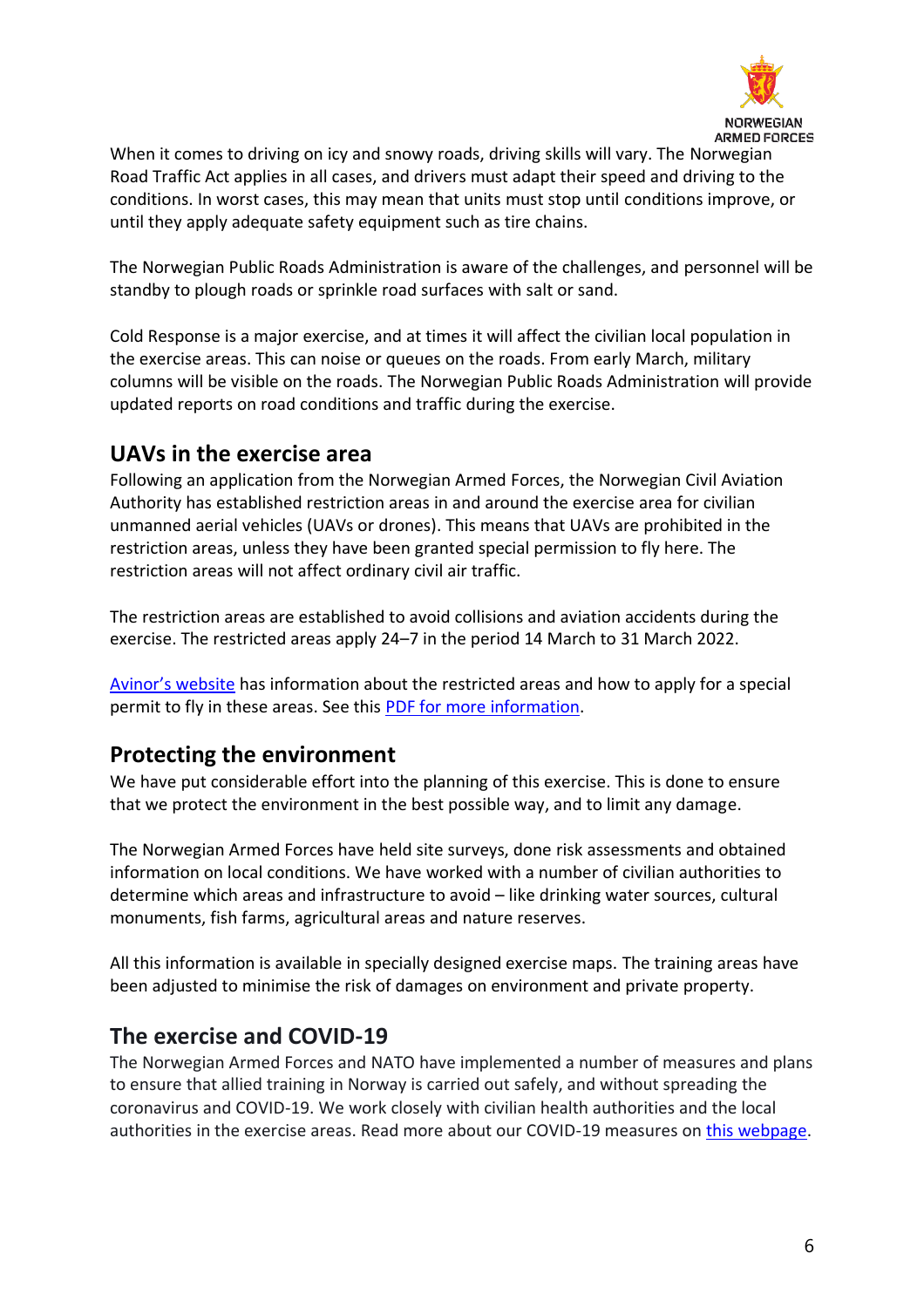When it comes to driving on icy and snowy roads, driving skills will vary. The Norwegian Road Traffic Act applies in all cases, and drivers must adapt their speed and driving to the conditions. In worst cases, this may mean that units must stop until conditions improve, or until they apply adequate safety equipment such as tire chains.

The Norwegian Public Roads Administration is aware of the challenges, and personnel will be standby to plough roads or sprinkle road surfaces with salt or sand.

Cold Response is a major exercise, and at times it will affect the civilian local population in the exercise areas. This can noise or queues on the roads. From early March, military columns will be visible on the roads. The Norwegian Public Roads Administration will provide updated reports on road conditions and traffic during the exercise.

## UAVs in the exercise area

Following an application from the Norwegian Armed Forces, the Norwegian Civil Aviation Authority has established restriction areas in and around the exercise area for civilian unmanned aerial vehicles (UAVs or drones). This means that UAVs are prohibited in the restriction areas, unless they have been granted special permission to fly here. The restriction areas will not affect ordinary civil air traffic.

The restriction areas are established to avoid collisions and aviation accidents during the exercise. The restricted areas apply 24–7 in the period 14 March to 31 March 2022.

Avinor's website has information about the restricted areas and how to apply for a special permit to fly in these areas. See this PDF for more information.

## Protecting the environment

We have put considerable effort into the planning of this exercise. This is done to ensure that we protect the environment in the best possible way, and to limit any damage.

The Norwegian Armed Forces have held site surveys, done risk assessments and obtained information on local conditions. We have worked with a number of civilian authorities to determine which areas and infrastructure to avoid – like drinking water sources, cultural monuments, fish farms, agricultural areas and nature reserves.

All this information is available in specially designed exercise maps. The training areas have been adjusted to minimise the risk of damages on environment and private property.

## The exercise and COVID-19

The Norwegian Armed Forces and NATO have implemented a number of measures and plans to ensure that allied training in Norway is carried out safely, and without spreading the coronavirus and COVID-19. We work closely with civilian health authorities and the local authorities in the exercise areas. Read more about our COVID-19 measures on this webpage.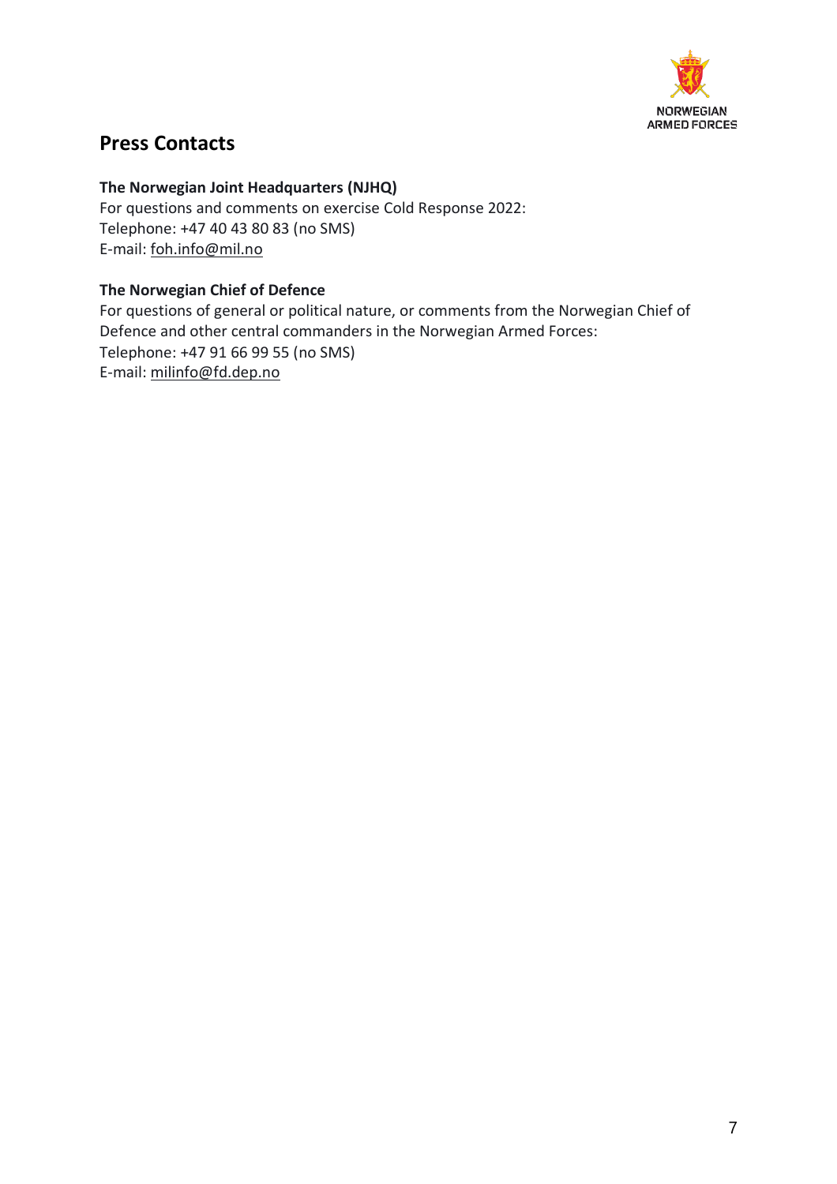## Press Contacts

**The Norwegian Joint Headquarters (NJHQ)**
For questions and comments on exercise Cold Response 2022:
Telephone: +47 40 43 80 83 (no SMS)
E-mail: foh.info@mil.no

**The Norwegian Chief of Defence**
For questions of general or political nature, or comments from the Norwegian Chief of Defence and other central commanders in the Norwegian Armed Forces:
Telephone: +47 91 66 99 55 (no SMS)
E-mail: milinfo@fd.dep.no